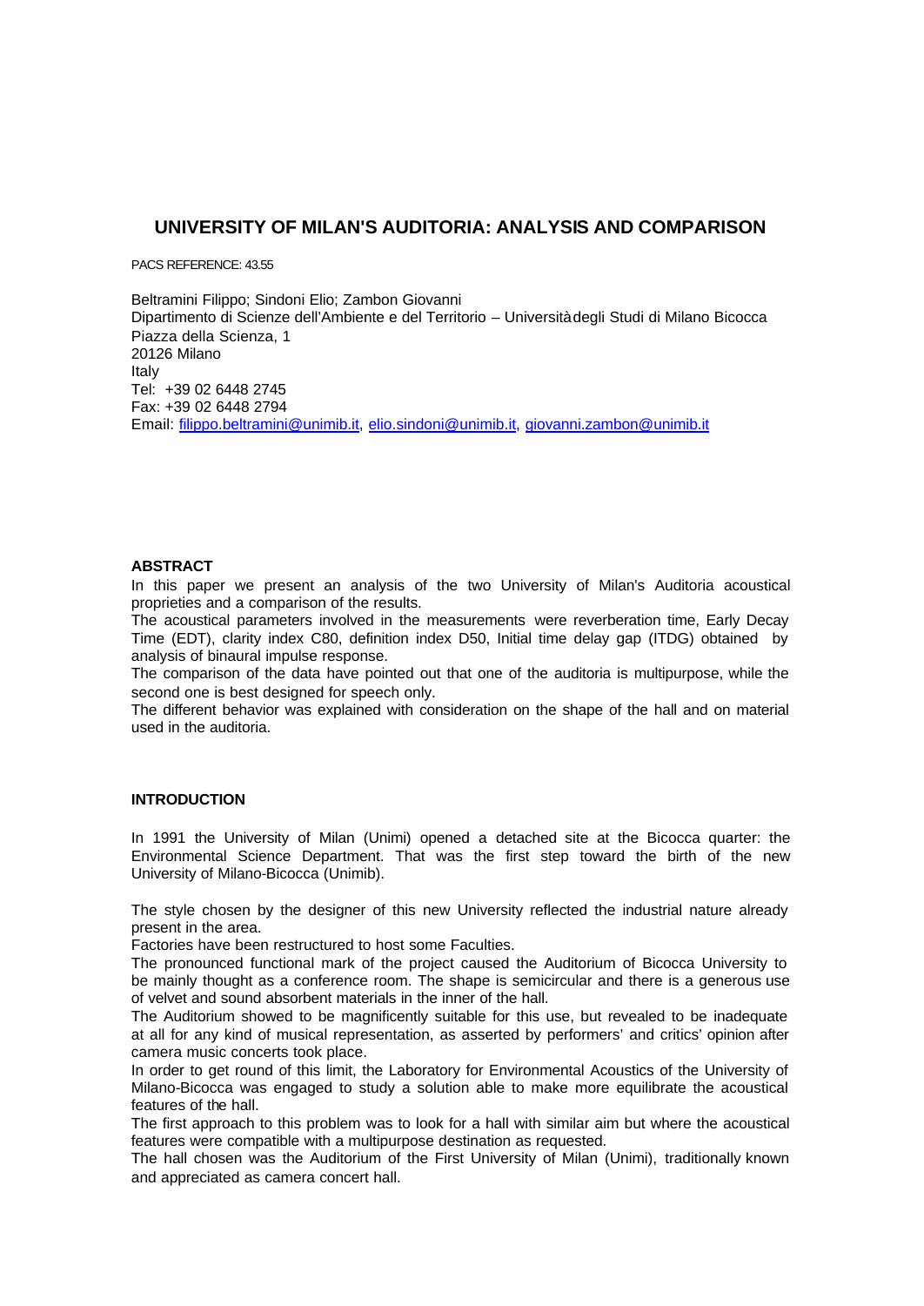# UNIVERSITY OF MILAN'S AUDITORIA: ANALYSIS AND COMPARISON

PACS REFERENCE: 43.55

Beltramini Filippo; Sindoni Elio; Zambon Giovanni
Dipartimento di Scienze dell'Ambiente e del Territorio – Università degli Studi di Milano Bicocca
Piazza della Scienza, 1
20126 Milano
Italy
Tel: +39 02 6448 2745
Fax: +39 02 6448 2794
Email: filippo.beltramini@unimib.it, elio.sindoni@unimib.it, giovanni.zambon@unimib.it

## ABSTRACT

In this paper we present an analysis of the two University of Milan's Auditoria acoustical proprieties and a comparison of the results.

The acoustical parameters involved in the measurements were reverberation time, Early Decay Time (EDT), clarity index C80, definition index D50, Initial time delay gap (ITDG) obtained by analysis of binaural impulse response.

The comparison of the data have pointed out that one of the auditoria is multipurpose, while the second one is best designed for speech only.

The different behavior was explained with consideration on the shape of the hall and on material used in the auditoria.

## INTRODUCTION

In 1991 the University of Milan (Unimi) opened a detached site at the Bicocca quarter: the Environmental Science Department. That was the first step toward the birth of the new University of Milano-Bicocca (Unimib).

The style chosen by the designer of this new University reflected the industrial nature already present in the area.

Factories have been restructured to host some Faculties.

The pronounced functional mark of the project caused the Auditorium of Bicocca University to be mainly thought as a conference room. The shape is semicircular and there is a generous use of velvet and sound absorbent materials in the inner of the hall.

The Auditorium showed to be magnificently suitable for this use, but revealed to be inadequate at all for any kind of musical representation, as asserted by performers' and critics' opinion after camera music concerts took place.

In order to get round of this limit, the Laboratory for Environmental Acoustics of the University of Milano-Bicocca was engaged to study a solution able to make more equilibrate the acoustical features of the hall.

The first approach to this problem was to look for a hall with similar aim but where the acoustical features were compatible with a multipurpose destination as requested.

The hall chosen was the Auditorium of the First University of Milan (Unimi), traditionally known and appreciated as camera concert hall.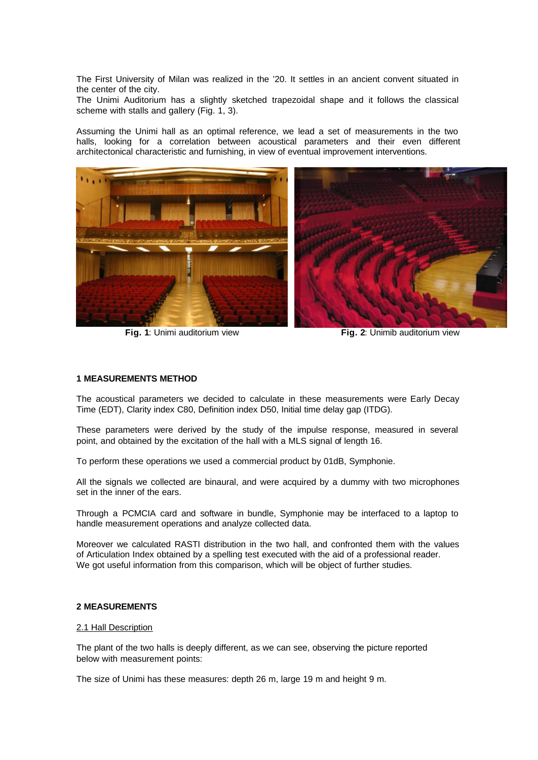The First University of Milan was realized in the '20. It settles in an ancient convent situated in the center of the city.
The Unimi Auditorium has a slightly sketched trapezoidal shape and it follows the classical scheme with stalls and gallery (Fig. 1, 3).

Assuming the Unimi hall as an optimal reference, we lead a set of measurements in the two halls, looking for a correlation between acoustical parameters and their even different architectonical characteristic and furnishing, in view of eventual improvement interventions.

**Fig. 1**: Unimi auditorium view

**Fig. 2**: Unimib auditorium view

### 1 MEASUREMENTS METHOD

The acoustical parameters we decided to calculate in these measurements were Early Decay Time (EDT), Clarity index C80, Definition index D50, Initial time delay gap (ITDG).

These parameters were derived by the study of the impulse response, measured in several point, and obtained by the excitation of the hall with a MLS signal of length 16.

To perform these operations we used a commercial product by 01dB, Symphonie.

All the signals we collected are binaural, and were acquired by a dummy with two microphones set in the inner of the ears.

Through a PCMCIA card and software in bundle, Symphonie may be interfaced to a laptop to handle measurement operations and analyze collected data.

Moreover we calculated RASTI distribution in the two hall, and confronted them with the values of Articulation Index obtained by a spelling test executed with the aid of a professional reader.
We got useful information from this comparison, which will be object of further studies.

### 2 MEASUREMENTS

2.1 Hall Description

The plant of the two halls is deeply different, as we can see, observing the picture reported below with measurement points:

The size of Unimi has these measures: depth 26 m, large 19 m and height 9 m.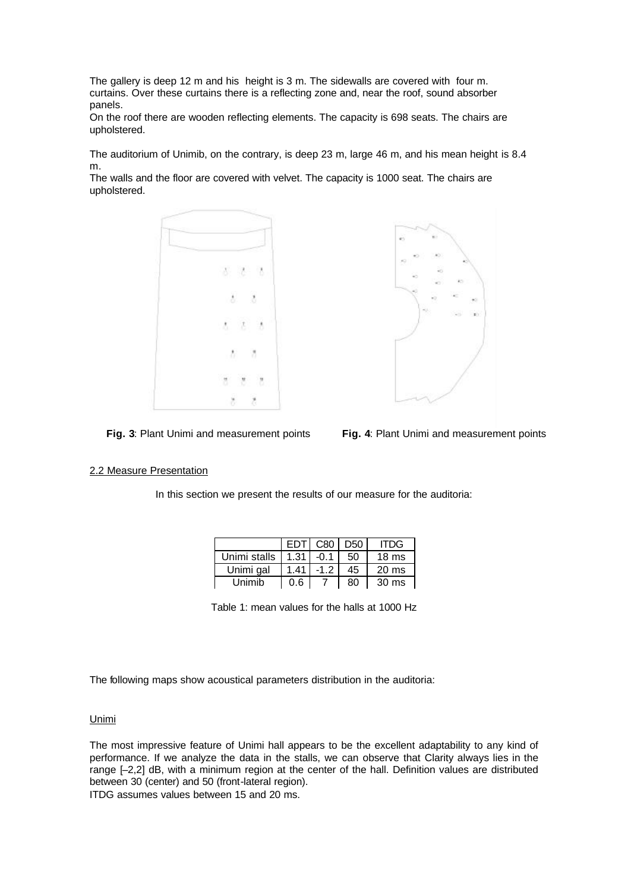The gallery is deep 12 m and his height is 3 m. The sidewalls are covered with four m. curtains. Over these curtains there is a reflecting zone and, near the roof, sound absorber panels.

On the roof there are wooden reflecting elements. The capacity is 698 seats. The chairs are upholstered.

The auditorium of Unimib, on the contrary, is deep 23 m, large 46 m, and his mean height is 8.4 m.

The walls and the floor are covered with velvet. The capacity is 1000 seat. The chairs are upholstered.

**Fig. 3**: Plant Unimi and measurement points

**Fig. 4**: Plant Unimi and measurement points

2.2 Measure Presentation

In this section we present the results of our measure for the auditoria:

| | EDT | C80 | D50 | ITDG |
|---|---|---|---|---|
| Unimi stalls | 1.31 | -0.1 | 50 | 18 ms |
| Unimi gal | 1.41 | -1.2 | 45 | 20 ms |
| Unimib | 0.6 | 7 | 80 | 30 ms |

Table 1: mean values for the halls at 1000 Hz

The following maps show acoustical parameters distribution in the auditoria:

Unimi

The most impressive feature of Unimi hall appears to be the excellent adaptability to any kind of performance. If we analyze the data in the stalls, we can observe that Clarity always lies in the range [–2,2] dB, with a minimum region at the center of the hall. Definition values are distributed between 30 (center) and 50 (front-lateral region).

ITDG assumes values between 15 and 20 ms.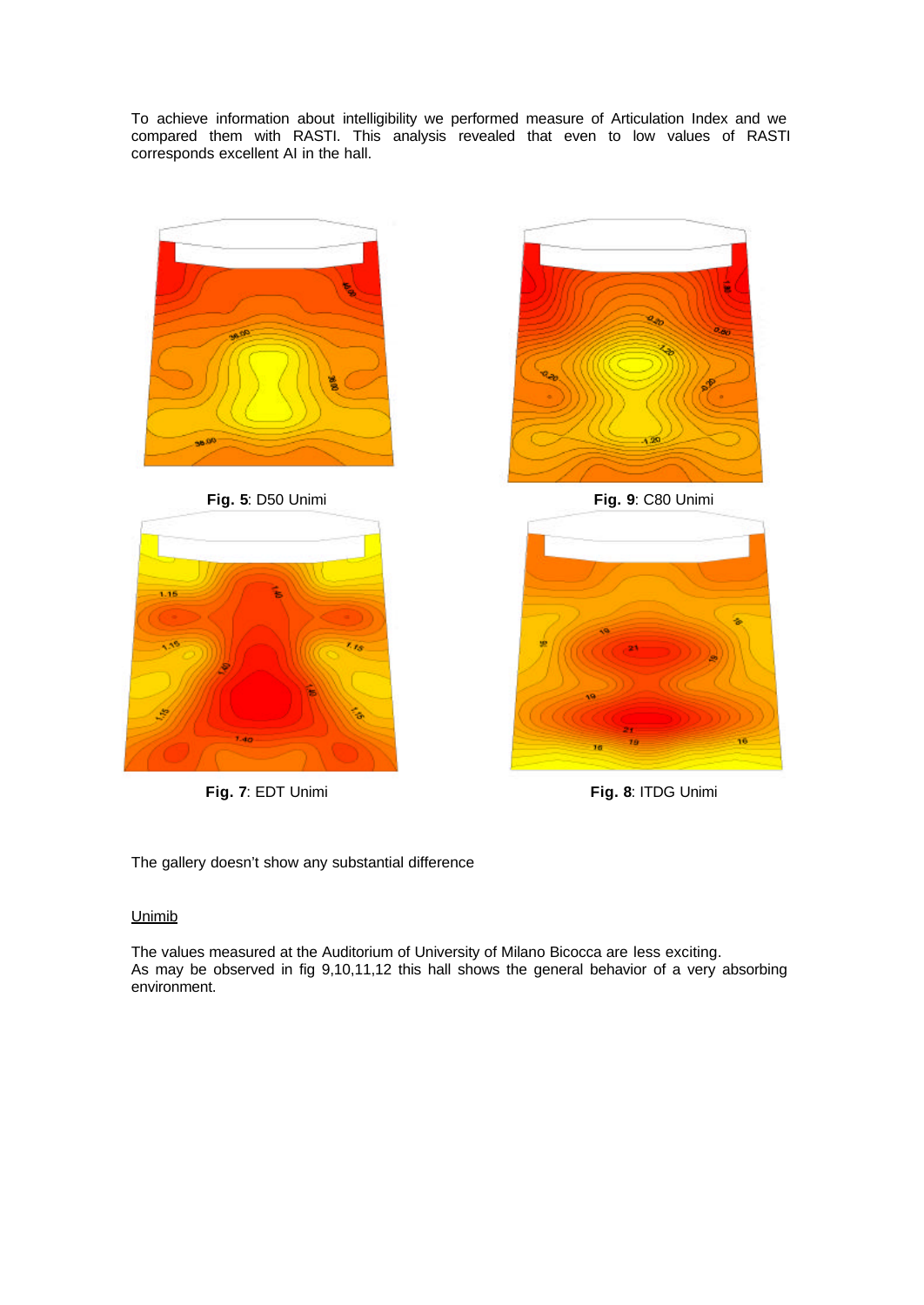To achieve information about intelligibility we performed measure of Articulation Index and we compared them with RASTI. This analysis revealed that even to low values of RASTI corresponds excellent AI in the hall.

**Fig. 5**: D50 Unimi

**Fig. 9**: C80 Unimi

**Fig. 7**: EDT Unimi

**Fig. 8**: ITDG Unimi

The gallery doesn't show any substantial difference

<u>Unimib</u>

The values measured at the Auditorium of University of Milano Bicocca are less exciting.
As may be observed in fig 9,10,11,12 this hall shows the general behavior of a very absorbing environment.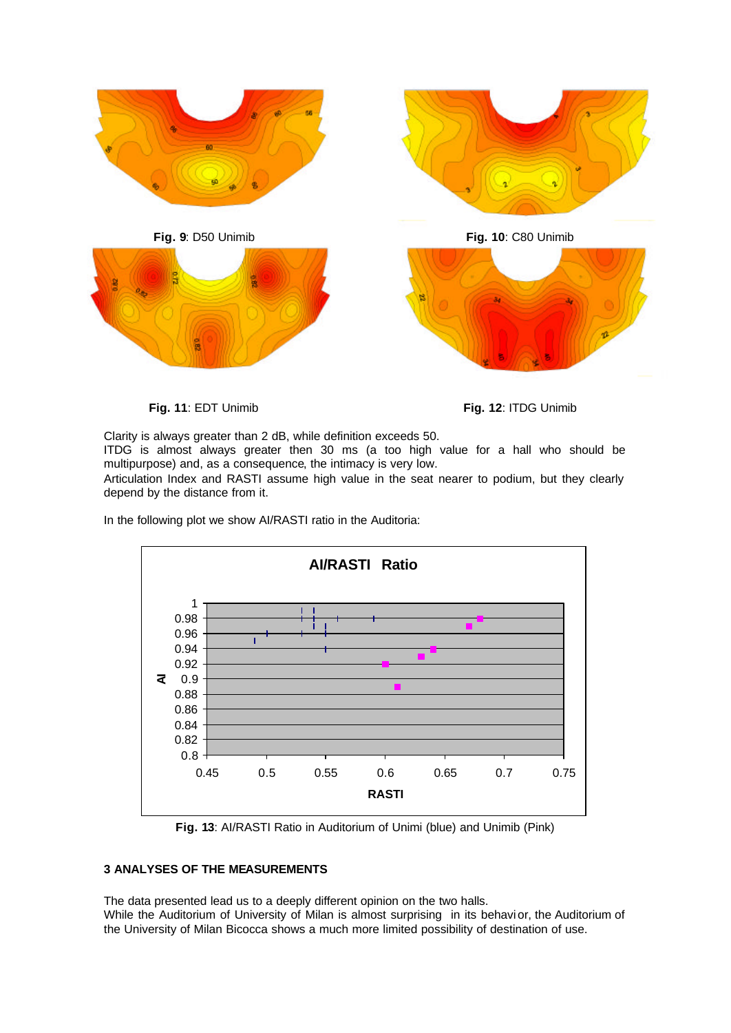**Fig. 9**: D50 Unimib

**Fig. 10**: C80 Unimib

**Fig. 11**: EDT Unimib

**Fig. 12**: ITDG Unimib

Clarity is always greater than 2 dB, while definition exceeds 50.
ITDG is almost always greater then 30 ms (a too high value for a hall who should be multipurpose) and, as a consequence, the intimacy is very low.
Articulation Index and RASTI assume high value in the seat nearer to podium, but they clearly depend by the distance from it.

In the following plot we show AI/RASTI ratio in the Auditoria:

**Fig. 13**: AI/RASTI Ratio in Auditorium of Unimi (blue) and Unimib (Pink)

## 3 ANALYSES OF THE MEASUREMENTS

The data presented lead us to a deeply different opinion on the two halls.
While the Auditorium of University of Milan is almost surprising in its behavior, the Auditorium of the University of Milan Bicocca shows a much more limited possibility of destination of use.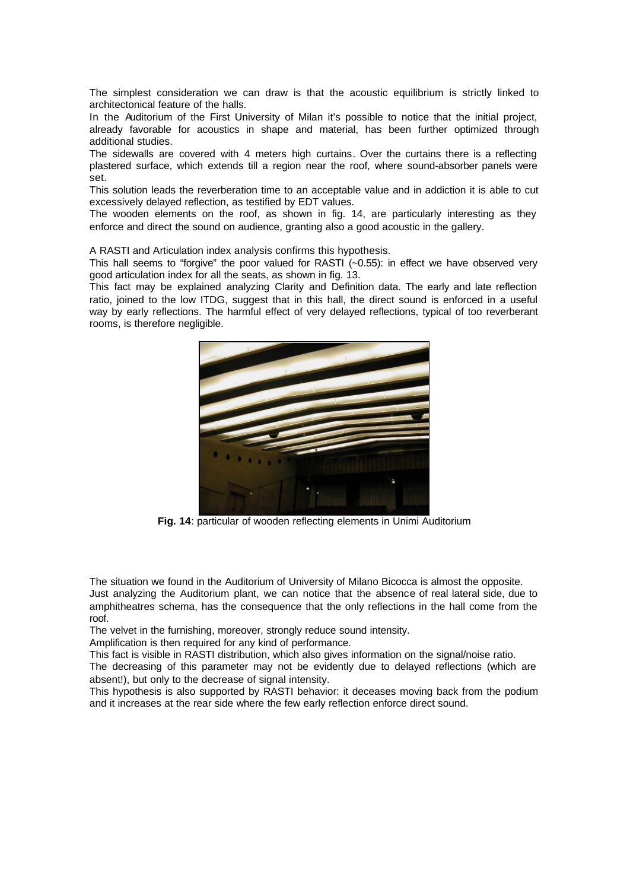The simplest consideration we can draw is that the acoustic equilibrium is strictly linked to architectonical feature of the halls.

In the Auditorium of the First University of Milan it's possible to notice that the initial project, already favorable for acoustics in shape and material, has been further optimized through additional studies.

The sidewalls are covered with 4 meters high curtains. Over the curtains there is a reflecting plastered surface, which extends till a region near the roof, where sound-absorber panels were set.

This solution leads the reverberation time to an acceptable value and in addiction it is able to cut excessively delayed reflection, as testified by EDT values.

The wooden elements on the roof, as shown in fig. 14, are particularly interesting as they enforce and direct the sound on audience, granting also a good acoustic in the gallery.

A RASTI and Articulation index analysis confirms this hypothesis.

This hall seems to "forgive" the poor valued for RASTI (~0.55): in effect we have observed very good articulation index for all the seats, as shown in fig. 13.

This fact may be explained analyzing Clarity and Definition data. The early and late reflection ratio, joined to the low ITDG, suggest that in this hall, the direct sound is enforced in a useful way by early reflections. The harmful effect of very delayed reflections, typical of too reverberant rooms, is therefore negligible.

**Fig. 14**: particular of wooden reflecting elements in Unimi Auditorium

The situation we found in the Auditorium of University of Milano Bicocca is almost the opposite.

Just analyzing the Auditorium plant, we can notice that the absence of real lateral side, due to amphitheatres schema, has the consequence that the only reflections in the hall come from the roof.

The velvet in the furnishing, moreover, strongly reduce sound intensity.

Amplification is then required for any kind of performance.

This fact is visible in RASTI distribution, which also gives information on the signal/noise ratio.

The decreasing of this parameter may not be evidently due to delayed reflections (which are absent!), but only to the decrease of signal intensity.

This hypothesis is also supported by RASTI behavior: it deceases moving back from the podium and it increases at the rear side where the few early reflection enforce direct sound.